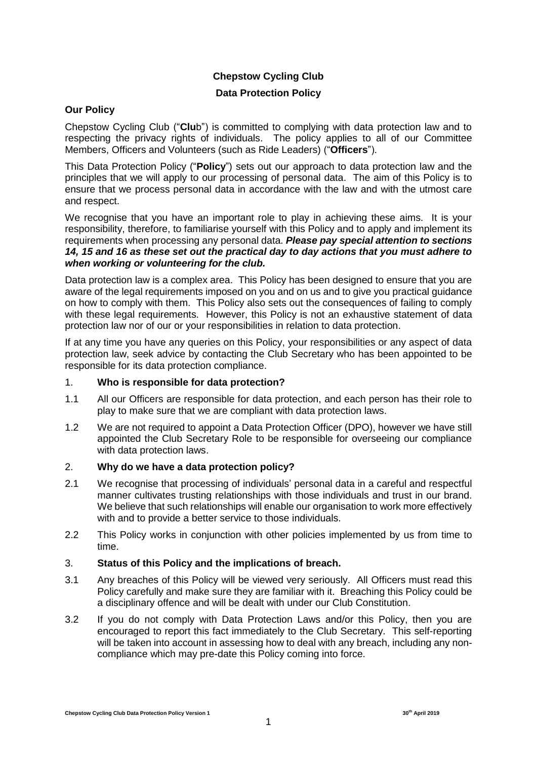**Chepstow Cycling Club**

**Data Protection Policy**

## Our Policy

Chepstow Cycling Club ("**Clu**b") is committed to complying with data protection law and to respecting the privacy rights of individuals. The policy applies to all of our Committee Members, Officers and Volunteers (such as Ride Leaders) ("**Officers**").

This Data Protection Policy ("**Policy**") sets out our approach to data protection law and the principles that we will apply to our processing of personal data. The aim of this Policy is to ensure that we process personal data in accordance with the law and with the utmost care and respect.

We recognise that you have an important role to play in achieving these aims. It is your responsibility, therefore, to familiarise yourself with this Policy and to apply and implement its requirements when processing any personal data. ***Please pay special attention to sections 14, 15 and 16 as these set out the practical day to day actions that you must adhere to when working or volunteering for the club.***

Data protection law is a complex area. This Policy has been designed to ensure that you are aware of the legal requirements imposed on you and on us and to give you practical guidance on how to comply with them. This Policy also sets out the consequences of failing to comply with these legal requirements. However, this Policy is not an exhaustive statement of data protection law nor of our or your responsibilities in relation to data protection.

If at any time you have any queries on this Policy, your responsibilities or any aspect of data protection law, seek advice by contacting the Club Secretary who has been appointed to be responsible for its data protection compliance.

1. **Who is responsible for data protection?**

1.1 All our Officers are responsible for data protection, and each person has their role to play to make sure that we are compliant with data protection laws.

1.2 We are not required to appoint a Data Protection Officer (DPO), however we have still appointed the Club Secretary Role to be responsible for overseeing our compliance with data protection laws.

2. **Why do we have a data protection policy?**

2.1 We recognise that processing of individuals' personal data in a careful and respectful manner cultivates trusting relationships with those individuals and trust in our brand. We believe that such relationships will enable our organisation to work more effectively with and to provide a better service to those individuals.

2.2 This Policy works in conjunction with other policies implemented by us from time to time.

3. **Status of this Policy and the implications of breach.**

3.1 Any breaches of this Policy will be viewed very seriously. All Officers must read this Policy carefully and make sure they are familiar with it. Breaching this Policy could be a disciplinary offence and will be dealt with under our Club Constitution.

3.2 If you do not comply with Data Protection Laws and/or this Policy, then you are encouraged to report this fact immediately to the Club Secretary. This self-reporting will be taken into account in assessing how to deal with any breach, including any non-compliance which may pre-date this Policy coming into force.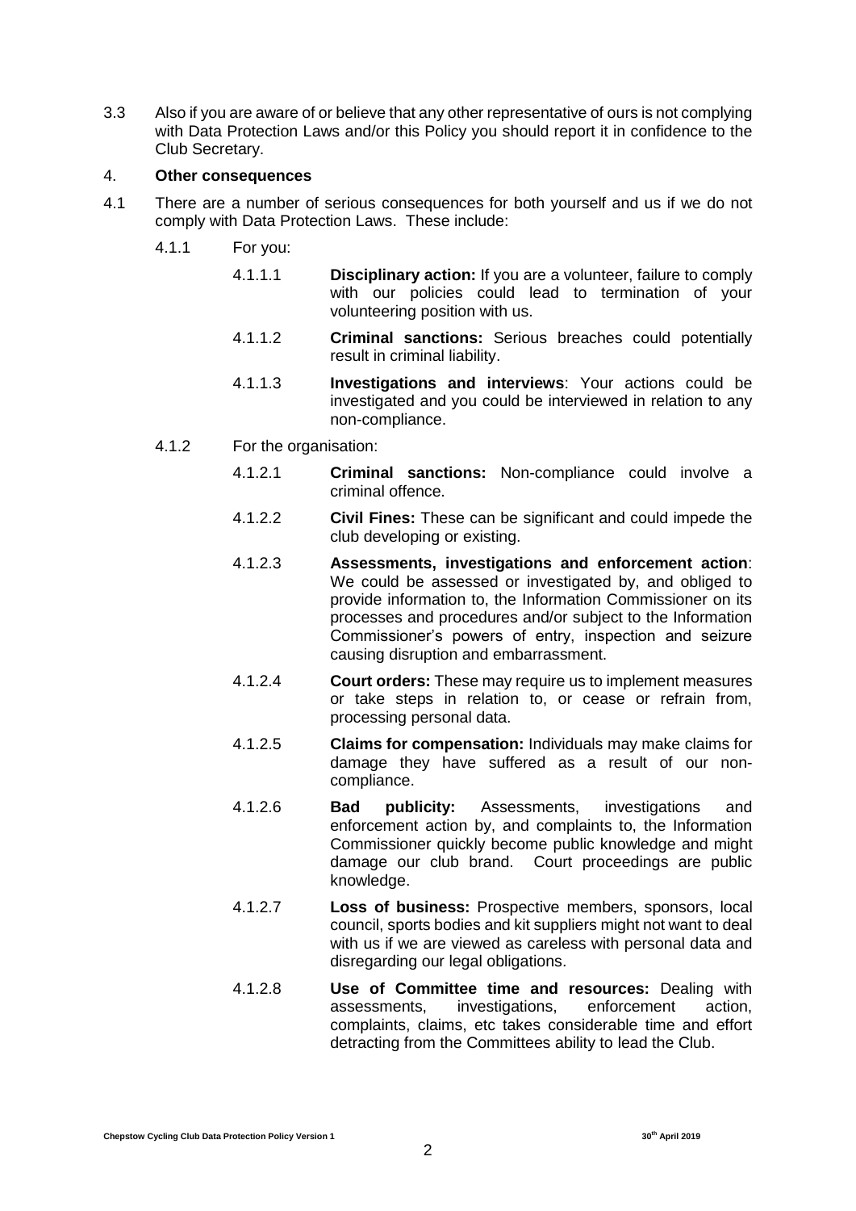3.3 Also if you are aware of or believe that any other representative of ours is not complying with Data Protection Laws and/or this Policy you should report it in confidence to the Club Secretary.

## 4. **Other consequences**

4.1 There are a number of serious consequences for both yourself and us if we do not comply with Data Protection Laws. These include:

4.1.1 For you:

4.1.1.1 **Disciplinary action:** If you are a volunteer, failure to comply with our policies could lead to termination of your volunteering position with us.

4.1.1.2 **Criminal sanctions:** Serious breaches could potentially result in criminal liability.

4.1.1.3 **Investigations and interviews**: Your actions could be investigated and you could be interviewed in relation to any non-compliance.

4.1.2 For the organisation:

4.1.2.1 **Criminal sanctions:** Non-compliance could involve a criminal offence.

4.1.2.2 **Civil Fines:** These can be significant and could impede the club developing or existing.

4.1.2.3 **Assessments, investigations and enforcement action**: We could be assessed or investigated by, and obliged to provide information to, the Information Commissioner on its processes and procedures and/or subject to the Information Commissioner's powers of entry, inspection and seizure causing disruption and embarrassment.

4.1.2.4 **Court orders:** These may require us to implement measures or take steps in relation to, or cease or refrain from, processing personal data.

4.1.2.5 **Claims for compensation:** Individuals may make claims for damage they have suffered as a result of our non-compliance.

4.1.2.6 **Bad publicity:** Assessments, investigations and enforcement action by, and complaints to, the Information Commissioner quickly become public knowledge and might damage our club brand. Court proceedings are public knowledge.

4.1.2.7 **Loss of business:** Prospective members, sponsors, local council, sports bodies and kit suppliers might not want to deal with us if we are viewed as careless with personal data and disregarding our legal obligations.

4.1.2.8 **Use of Committee time and resources:** Dealing with assessments, investigations, enforcement action, complaints, claims, etc takes considerable time and effort detracting from the Committees ability to lead the Club.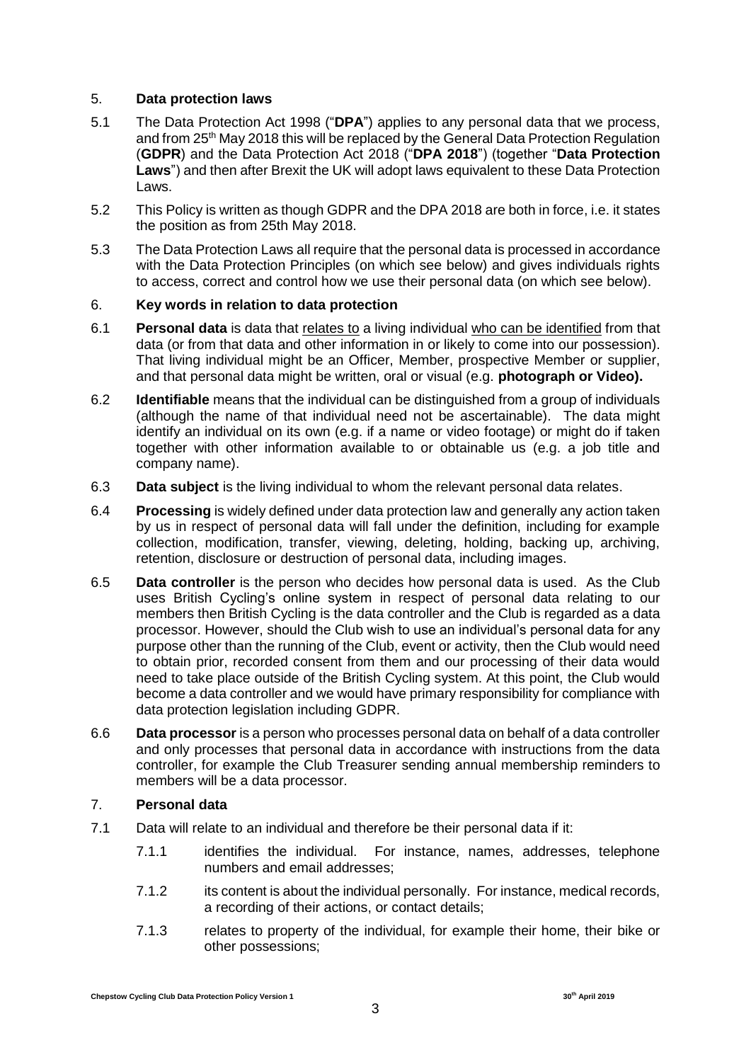## 5. Data protection laws

5.1 The Data Protection Act 1998 ("**DPA**") applies to any personal data that we process, and from 25th May 2018 this will be replaced by the General Data Protection Regulation (**GDPR**) and the Data Protection Act 2018 ("**DPA 2018**") (together "**Data Protection Laws**") and then after Brexit the UK will adopt laws equivalent to these Data Protection Laws.

5.2 This Policy is written as though GDPR and the DPA 2018 are both in force, i.e. it states the position as from 25th May 2018.

5.3 The Data Protection Laws all require that the personal data is processed in accordance with the Data Protection Principles (on which see below) and gives individuals rights to access, correct and control how we use their personal data (on which see below).

## 6. Key words in relation to data protection

6.1 **Personal data** is data that relates to a living individual who can be identified from that data (or from that data and other information in or likely to come into our possession). That living individual might be an Officer, Member, prospective Member or supplier, and that personal data might be written, oral or visual (e.g. **photograph or Video).**

6.2 **Identifiable** means that the individual can be distinguished from a group of individuals (although the name of that individual need not be ascertainable). The data might identify an individual on its own (e.g. if a name or video footage) or might do if taken together with other information available to or obtainable us (e.g. a job title and company name).

6.3 **Data subject** is the living individual to whom the relevant personal data relates.

6.4 **Processing** is widely defined under data protection law and generally any action taken by us in respect of personal data will fall under the definition, including for example collection, modification, transfer, viewing, deleting, holding, backing up, archiving, retention, disclosure or destruction of personal data, including images.

6.5 **Data controller** is the person who decides how personal data is used. As the Club uses British Cycling's online system in respect of personal data relating to our members then British Cycling is the data controller and the Club is regarded as a data processor. However, should the Club wish to use an individual's personal data for any purpose other than the running of the Club, event or activity, then the Club would need to obtain prior, recorded consent from them and our processing of their data would need to take place outside of the British Cycling system. At this point, the Club would become a data controller and we would have primary responsibility for compliance with data protection legislation including GDPR.

6.6 **Data processor** is a person who processes personal data on behalf of a data controller and only processes that personal data in accordance with instructions from the data controller, for example the Club Treasurer sending annual membership reminders to members will be a data processor.

## 7. Personal data

7.1 Data will relate to an individual and therefore be their personal data if it:

7.1.1 identifies the individual. For instance, names, addresses, telephone numbers and email addresses;

7.1.2 its content is about the individual personally. For instance, medical records, a recording of their actions, or contact details;

7.1.3 relates to property of the individual, for example their home, their bike or other possessions;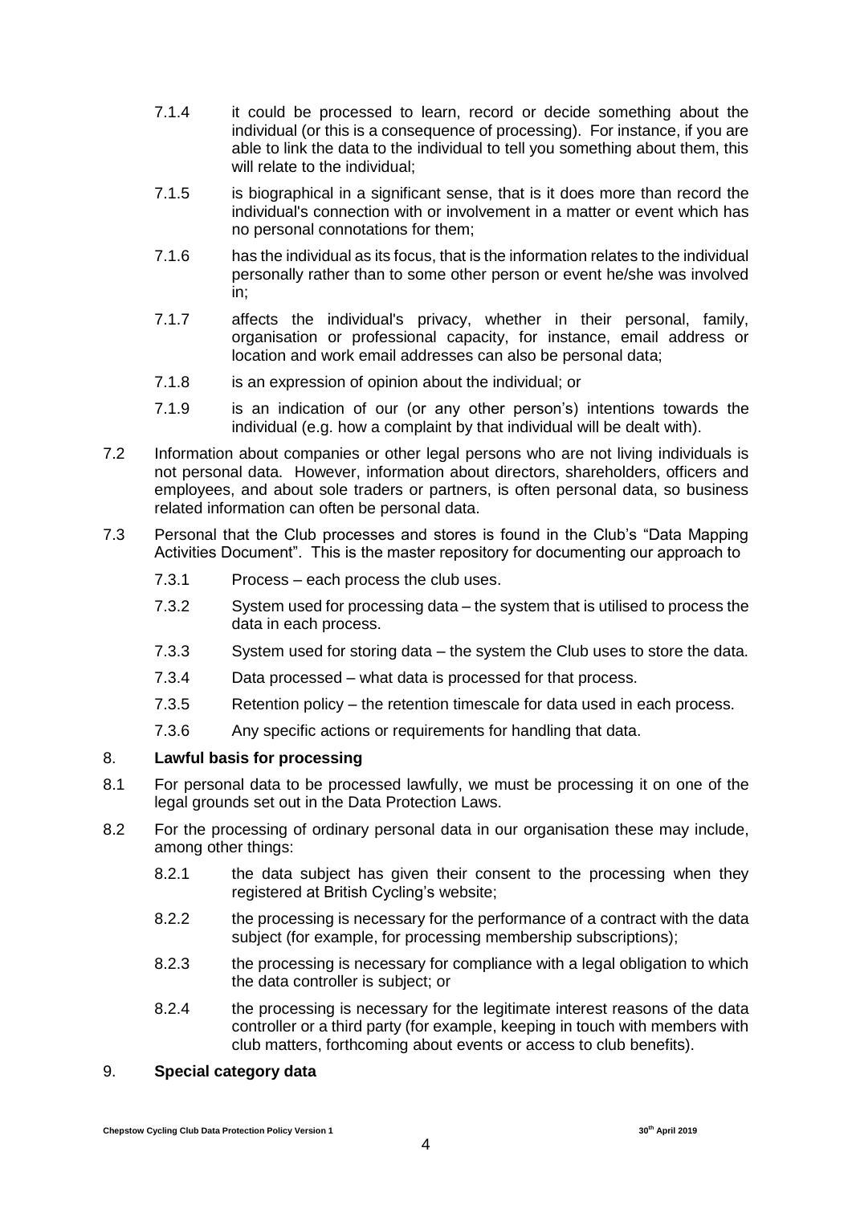7.1.4 it could be processed to learn, record or decide something about the individual (or this is a consequence of processing). For instance, if you are able to link the data to the individual to tell you something about them, this will relate to the individual;

7.1.5 is biographical in a significant sense, that is it does more than record the individual's connection with or involvement in a matter or event which has no personal connotations for them;

7.1.6 has the individual as its focus, that is the information relates to the individual personally rather than to some other person or event he/she was involved in;

7.1.7 affects the individual's privacy, whether in their personal, family, organisation or professional capacity, for instance, email address or location and work email addresses can also be personal data;

7.1.8 is an expression of opinion about the individual; or

7.1.9 is an indication of our (or any other person's) intentions towards the individual (e.g. how a complaint by that individual will be dealt with).

7.2 Information about companies or other legal persons who are not living individuals is not personal data. However, information about directors, shareholders, officers and employees, and about sole traders or partners, is often personal data, so business related information can often be personal data.

7.3 Personal that the Club processes and stores is found in the Club's "Data Mapping Activities Document". This is the master repository for documenting our approach to

7.3.1 Process – each process the club uses.

7.3.2 System used for processing data – the system that is utilised to process the data in each process.

7.3.3 System used for storing data – the system the Club uses to store the data.

7.3.4 Data processed – what data is processed for that process.

7.3.5 Retention policy – the retention timescale for data used in each process.

7.3.6 Any specific actions or requirements for handling that data.

## 8. Lawful basis for processing

8.1 For personal data to be processed lawfully, we must be processing it on one of the legal grounds set out in the Data Protection Laws.

8.2 For the processing of ordinary personal data in our organisation these may include, among other things:

8.2.1 the data subject has given their consent to the processing when they registered at British Cycling's website;

8.2.2 the processing is necessary for the performance of a contract with the data subject (for example, for processing membership subscriptions);

8.2.3 the processing is necessary for compliance with a legal obligation to which the data controller is subject; or

8.2.4 the processing is necessary for the legitimate interest reasons of the data controller or a third party (for example, keeping in touch with members with club matters, forthcoming about events or access to club benefits).

## 9. Special category data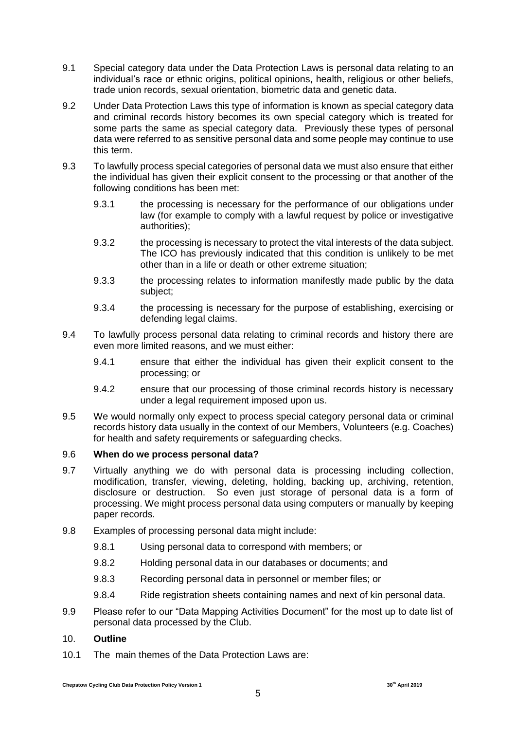9.1 Special category data under the Data Protection Laws is personal data relating to an individual's race or ethnic origins, political opinions, health, religious or other beliefs, trade union records, sexual orientation, biometric data and genetic data.

9.2 Under Data Protection Laws this type of information is known as special category data and criminal records history becomes its own special category which is treated for some parts the same as special category data. Previously these types of personal data were referred to as sensitive personal data and some people may continue to use this term.

9.3 To lawfully process special categories of personal data we must also ensure that either the individual has given their explicit consent to the processing or that another of the following conditions has been met:

- 9.3.1 the processing is necessary for the performance of our obligations under law (for example to comply with a lawful request by police or investigative authorities);
- 9.3.2 the processing is necessary to protect the vital interests of the data subject. The ICO has previously indicated that this condition is unlikely to be met other than in a life or death or other extreme situation;
- 9.3.3 the processing relates to information manifestly made public by the data subject;
- 9.3.4 the processing is necessary for the purpose of establishing, exercising or defending legal claims.

9.4 To lawfully process personal data relating to criminal records and history there are even more limited reasons, and we must either:

- 9.4.1 ensure that either the individual has given their explicit consent to the processing; or
- 9.4.2 ensure that our processing of those criminal records history is necessary under a legal requirement imposed upon us.

9.5 We would normally only expect to process special category personal data or criminal records history data usually in the context of our Members, Volunteers (e.g. Coaches) for health and safety requirements or safeguarding checks.

### 9.6 When do we process personal data?

9.7 Virtually anything we do with personal data is processing including collection, modification, transfer, viewing, deleting, holding, backing up, archiving, retention, disclosure or destruction. So even just storage of personal data is a form of processing. We might process personal data using computers or manually by keeping paper records.

9.8 Examples of processing personal data might include:

- 9.8.1 Using personal data to correspond with members; or
- 9.8.2 Holding personal data in our databases or documents; and
- 9.8.3 Recording personal data in personnel or member files; or
- 9.8.4 Ride registration sheets containing names and next of kin personal data.

9.9 Please refer to our "Data Mapping Activities Document" for the most up to date list of personal data processed by the Club.

## 10. Outline

10.1 The main themes of the Data Protection Laws are: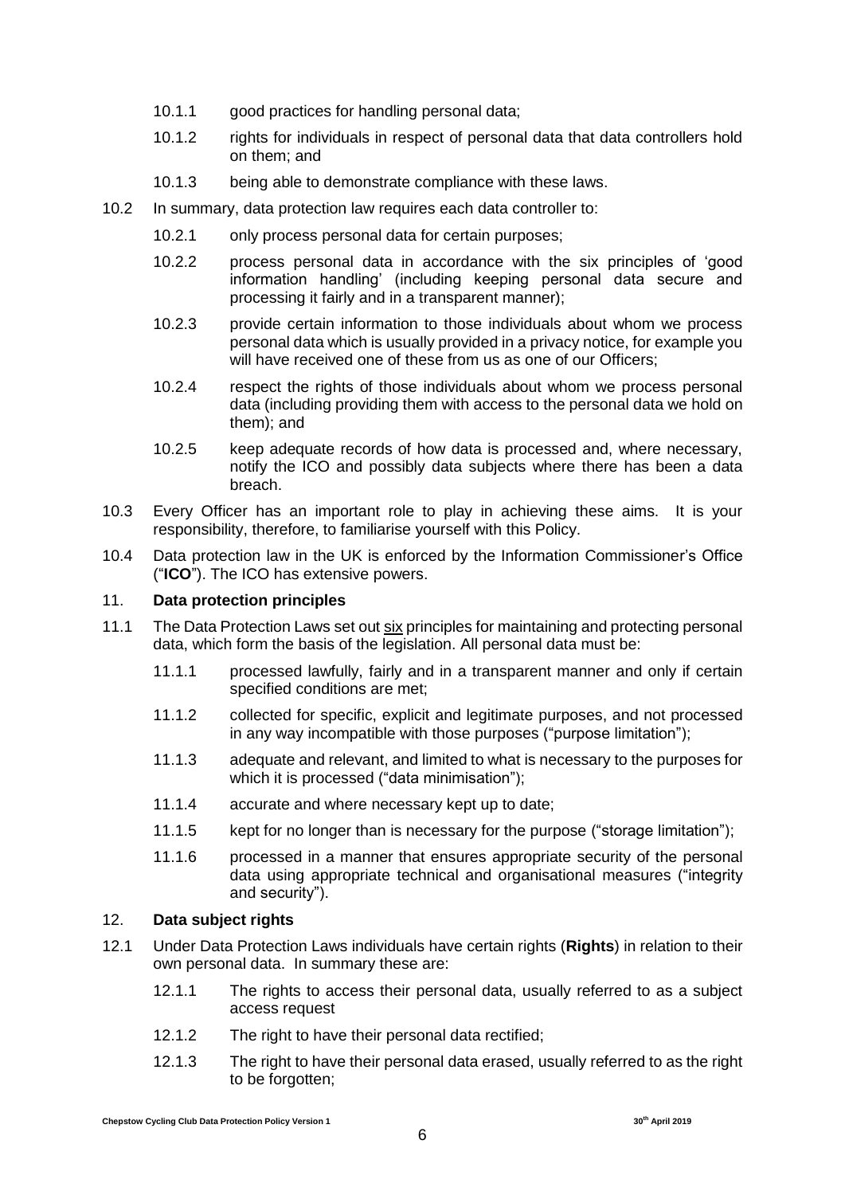10.1.1 good practices for handling personal data;

10.1.2 rights for individuals in respect of personal data that data controllers hold on them; and

10.1.3 being able to demonstrate compliance with these laws.

10.2 In summary, data protection law requires each data controller to:

10.2.1 only process personal data for certain purposes;

10.2.2 process personal data in accordance with the six principles of 'good information handling' (including keeping personal data secure and processing it fairly and in a transparent manner);

10.2.3 provide certain information to those individuals about whom we process personal data which is usually provided in a privacy notice, for example you will have received one of these from us as one of our Officers;

10.2.4 respect the rights of those individuals about whom we process personal data (including providing them with access to the personal data we hold on them); and

10.2.5 keep adequate records of how data is processed and, where necessary, notify the ICO and possibly data subjects where there has been a data breach.

10.3 Every Officer has an important role to play in achieving these aims. It is your responsibility, therefore, to familiarise yourself with this Policy.

10.4 Data protection law in the UK is enforced by the Information Commissioner's Office ("**ICO**"). The ICO has extensive powers.

## 11. Data protection principles

11.1 The Data Protection Laws set out six principles for maintaining and protecting personal data, which form the basis of the legislation. All personal data must be:

11.1.1 processed lawfully, fairly and in a transparent manner and only if certain specified conditions are met;

11.1.2 collected for specific, explicit and legitimate purposes, and not processed in any way incompatible with those purposes ("purpose limitation");

11.1.3 adequate and relevant, and limited to what is necessary to the purposes for which it is processed ("data minimisation");

11.1.4 accurate and where necessary kept up to date;

11.1.5 kept for no longer than is necessary for the purpose ("storage limitation");

11.1.6 processed in a manner that ensures appropriate security of the personal data using appropriate technical and organisational measures ("integrity and security").

## 12. Data subject rights

12.1 Under Data Protection Laws individuals have certain rights (**Rights**) in relation to their own personal data. In summary these are:

12.1.1 The rights to access their personal data, usually referred to as a subject access request

12.1.2 The right to have their personal data rectified;

12.1.3 The right to have their personal data erased, usually referred to as the right to be forgotten;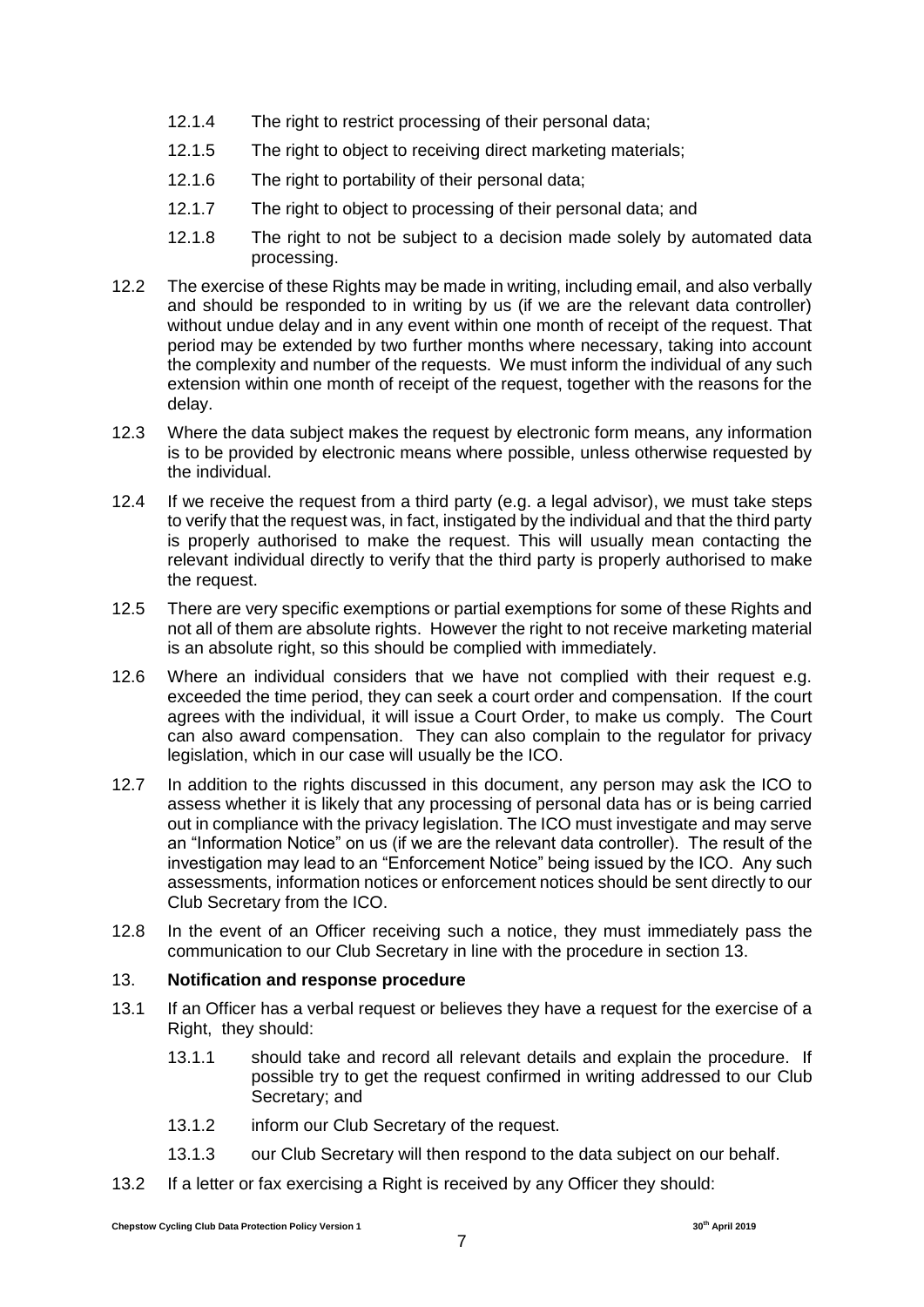12.1.4 The right to restrict processing of their personal data;

12.1.5 The right to object to receiving direct marketing materials;

12.1.6 The right to portability of their personal data;

12.1.7 The right to object to processing of their personal data; and

12.1.8 The right to not be subject to a decision made solely by automated data processing.

12.2 The exercise of these Rights may be made in writing, including email, and also verbally and should be responded to in writing by us (if we are the relevant data controller) without undue delay and in any event within one month of receipt of the request. That period may be extended by two further months where necessary, taking into account the complexity and number of the requests. We must inform the individual of any such extension within one month of receipt of the request, together with the reasons for the delay.

12.3 Where the data subject makes the request by electronic form means, any information is to be provided by electronic means where possible, unless otherwise requested by the individual.

12.4 If we receive the request from a third party (e.g. a legal advisor), we must take steps to verify that the request was, in fact, instigated by the individual and that the third party is properly authorised to make the request. This will usually mean contacting the relevant individual directly to verify that the third party is properly authorised to make the request.

12.5 There are very specific exemptions or partial exemptions for some of these Rights and not all of them are absolute rights. However the right to not receive marketing material is an absolute right, so this should be complied with immediately.

12.6 Where an individual considers that we have not complied with their request e.g. exceeded the time period, they can seek a court order and compensation. If the court agrees with the individual, it will issue a Court Order, to make us comply. The Court can also award compensation. They can also complain to the regulator for privacy legislation, which in our case will usually be the ICO.

12.7 In addition to the rights discussed in this document, any person may ask the ICO to assess whether it is likely that any processing of personal data has or is being carried out in compliance with the privacy legislation. The ICO must investigate and may serve an "Information Notice" on us (if we are the relevant data controller). The result of the investigation may lead to an "Enforcement Notice" being issued by the ICO. Any such assessments, information notices or enforcement notices should be sent directly to our Club Secretary from the ICO.

12.8 In the event of an Officer receiving such a notice, they must immediately pass the communication to our Club Secretary in line with the procedure in section 13.

## 13. **Notification and response procedure**

13.1 If an Officer has a verbal request or believes they have a request for the exercise of a Right, they should:

13.1.1 should take and record all relevant details and explain the procedure. If possible try to get the request confirmed in writing addressed to our Club Secretary; and

13.1.2 inform our Club Secretary of the request.

13.1.3 our Club Secretary will then respond to the data subject on our behalf.

13.2 If a letter or fax exercising a Right is received by any Officer they should: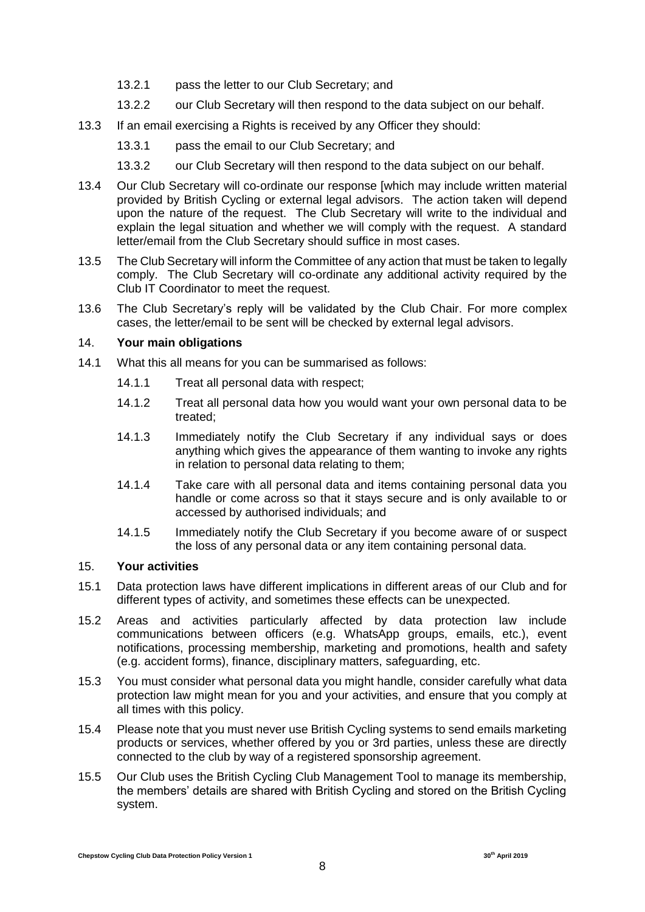13.2.1 pass the letter to our Club Secretary; and

13.2.2 our Club Secretary will then respond to the data subject on our behalf.

13.3 If an email exercising a Rights is received by any Officer they should:

13.3.1 pass the email to our Club Secretary; and

13.3.2 our Club Secretary will then respond to the data subject on our behalf.

13.4 Our Club Secretary will co-ordinate our response [which may include written material provided by British Cycling or external legal advisors. The action taken will depend upon the nature of the request. The Club Secretary will write to the individual and explain the legal situation and whether we will comply with the request. A standard letter/email from the Club Secretary should suffice in most cases.

13.5 The Club Secretary will inform the Committee of any action that must be taken to legally comply. The Club Secretary will co-ordinate any additional activity required by the Club IT Coordinator to meet the request.

13.6 The Club Secretary's reply will be validated by the Club Chair. For more complex cases, the letter/email to be sent will be checked by external legal advisors.

## 14. **Your main obligations**

14.1 What this all means for you can be summarised as follows:

14.1.1 Treat all personal data with respect;

14.1.2 Treat all personal data how you would want your own personal data to be treated;

14.1.3 Immediately notify the Club Secretary if any individual says or does anything which gives the appearance of them wanting to invoke any rights in relation to personal data relating to them;

14.1.4 Take care with all personal data and items containing personal data you handle or come across so that it stays secure and is only available to or accessed by authorised individuals; and

14.1.5 Immediately notify the Club Secretary if you become aware of or suspect the loss of any personal data or any item containing personal data.

## 15. **Your activities**

15.1 Data protection laws have different implications in different areas of our Club and for different types of activity, and sometimes these effects can be unexpected.

15.2 Areas and activities particularly affected by data protection law include communications between officers (e.g. WhatsApp groups, emails, etc.), event notifications, processing membership, marketing and promotions, health and safety (e.g. accident forms), finance, disciplinary matters, safeguarding, etc.

15.3 You must consider what personal data you might handle, consider carefully what data protection law might mean for you and your activities, and ensure that you comply at all times with this policy.

15.4 Please note that you must never use British Cycling systems to send emails marketing products or services, whether offered by you or 3rd parties, unless these are directly connected to the club by way of a registered sponsorship agreement.

15.5 Our Club uses the British Cycling Club Management Tool to manage its membership, the members' details are shared with British Cycling and stored on the British Cycling system.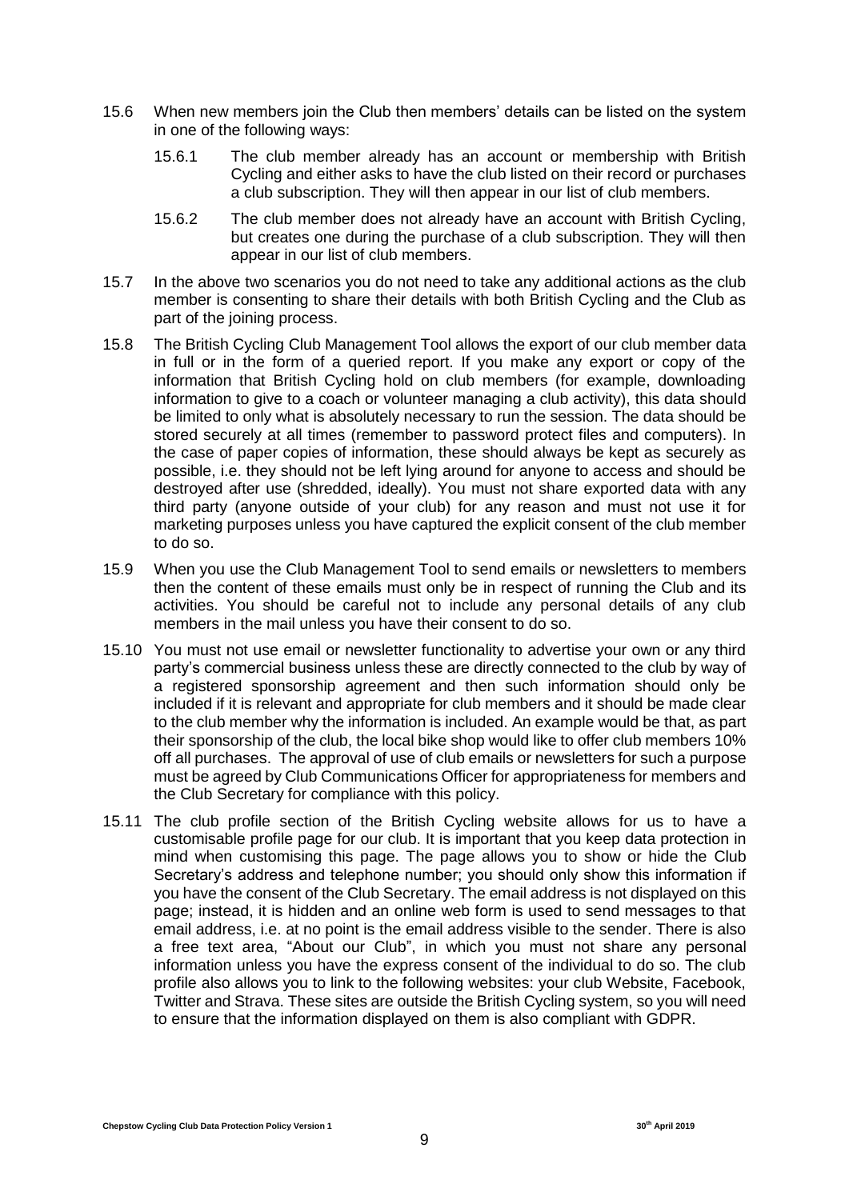15.6 When new members join the Club then members' details can be listed on the system in one of the following ways:

15.6.1 The club member already has an account or membership with British Cycling and either asks to have the club listed on their record or purchases a club subscription. They will then appear in our list of club members.

15.6.2 The club member does not already have an account with British Cycling, but creates one during the purchase of a club subscription. They will then appear in our list of club members.

15.7 In the above two scenarios you do not need to take any additional actions as the club member is consenting to share their details with both British Cycling and the Club as part of the joining process.

15.8 The British Cycling Club Management Tool allows the export of our club member data in full or in the form of a queried report. If you make any export or copy of the information that British Cycling hold on club members (for example, downloading information to give to a coach or volunteer managing a club activity), this data should be limited to only what is absolutely necessary to run the session. The data should be stored securely at all times (remember to password protect files and computers). In the case of paper copies of information, these should always be kept as securely as possible, i.e. they should not be left lying around for anyone to access and should be destroyed after use (shredded, ideally). You must not share exported data with any third party (anyone outside of your club) for any reason and must not use it for marketing purposes unless you have captured the explicit consent of the club member to do so.

15.9 When you use the Club Management Tool to send emails or newsletters to members then the content of these emails must only be in respect of running the Club and its activities. You should be careful not to include any personal details of any club members in the mail unless you have their consent to do so.

15.10 You must not use email or newsletter functionality to advertise your own or any third party's commercial business unless these are directly connected to the club by way of a registered sponsorship agreement and then such information should only be included if it is relevant and appropriate for club members and it should be made clear to the club member why the information is included. An example would be that, as part their sponsorship of the club, the local bike shop would like to offer club members 10% off all purchases. The approval of use of club emails or newsletters for such a purpose must be agreed by Club Communications Officer for appropriateness for members and the Club Secretary for compliance with this policy.

15.11 The club profile section of the British Cycling website allows for us to have a customisable profile page for our club. It is important that you keep data protection in mind when customising this page. The page allows you to show or hide the Club Secretary's address and telephone number; you should only show this information if you have the consent of the Club Secretary. The email address is not displayed on this page; instead, it is hidden and an online web form is used to send messages to that email address, i.e. at no point is the email address visible to the sender. There is also a free text area, "About our Club", in which you must not share any personal information unless you have the express consent of the individual to do so. The club profile also allows you to link to the following websites: your club Website, Facebook, Twitter and Strava. These sites are outside the British Cycling system, so you will need to ensure that the information displayed on them is also compliant with GDPR.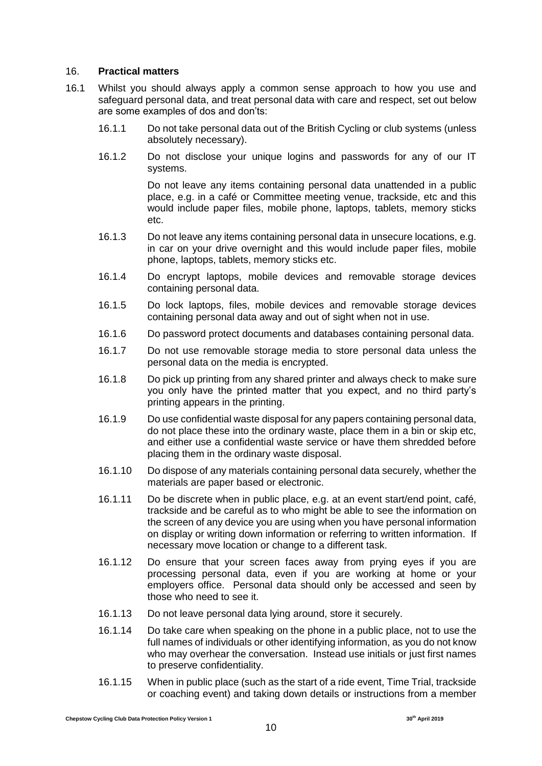## 16. **Practical matters**

16.1 Whilst you should always apply a common sense approach to how you use and safeguard personal data, and treat personal data with care and respect, set out below are some examples of dos and don'ts:

16.1.1 Do not take personal data out of the British Cycling or club systems (unless absolutely necessary).

16.1.2 Do not disclose your unique logins and passwords for any of our IT systems.

Do not leave any items containing personal data unattended in a public place, e.g. in a café or Committee meeting venue, trackside, etc and this would include paper files, mobile phone, laptops, tablets, memory sticks etc.

16.1.3 Do not leave any items containing personal data in unsecure locations, e.g. in car on your drive overnight and this would include paper files, mobile phone, laptops, tablets, memory sticks etc.

16.1.4 Do encrypt laptops, mobile devices and removable storage devices containing personal data.

16.1.5 Do lock laptops, files, mobile devices and removable storage devices containing personal data away and out of sight when not in use.

16.1.6 Do password protect documents and databases containing personal data.

16.1.7 Do not use removable storage media to store personal data unless the personal data on the media is encrypted.

16.1.8 Do pick up printing from any shared printer and always check to make sure you only have the printed matter that you expect, and no third party's printing appears in the printing.

16.1.9 Do use confidential waste disposal for any papers containing personal data, do not place these into the ordinary waste, place them in a bin or skip etc, and either use a confidential waste service or have them shredded before placing them in the ordinary waste disposal.

16.1.10 Do dispose of any materials containing personal data securely, whether the materials are paper based or electronic.

16.1.11 Do be discrete when in public place, e.g. at an event start/end point, café, trackside and be careful as to who might be able to see the information on the screen of any device you are using when you have personal information on display or writing down information or referring to written information. If necessary move location or change to a different task.

16.1.12 Do ensure that your screen faces away from prying eyes if you are processing personal data, even if you are working at home or your employers office. Personal data should only be accessed and seen by those who need to see it.

16.1.13 Do not leave personal data lying around, store it securely.

16.1.14 Do take care when speaking on the phone in a public place, not to use the full names of individuals or other identifying information, as you do not know who may overhear the conversation. Instead use initials or just first names to preserve confidentiality.

16.1.15 When in public place (such as the start of a ride event, Time Trial, trackside or coaching event) and taking down details or instructions from a member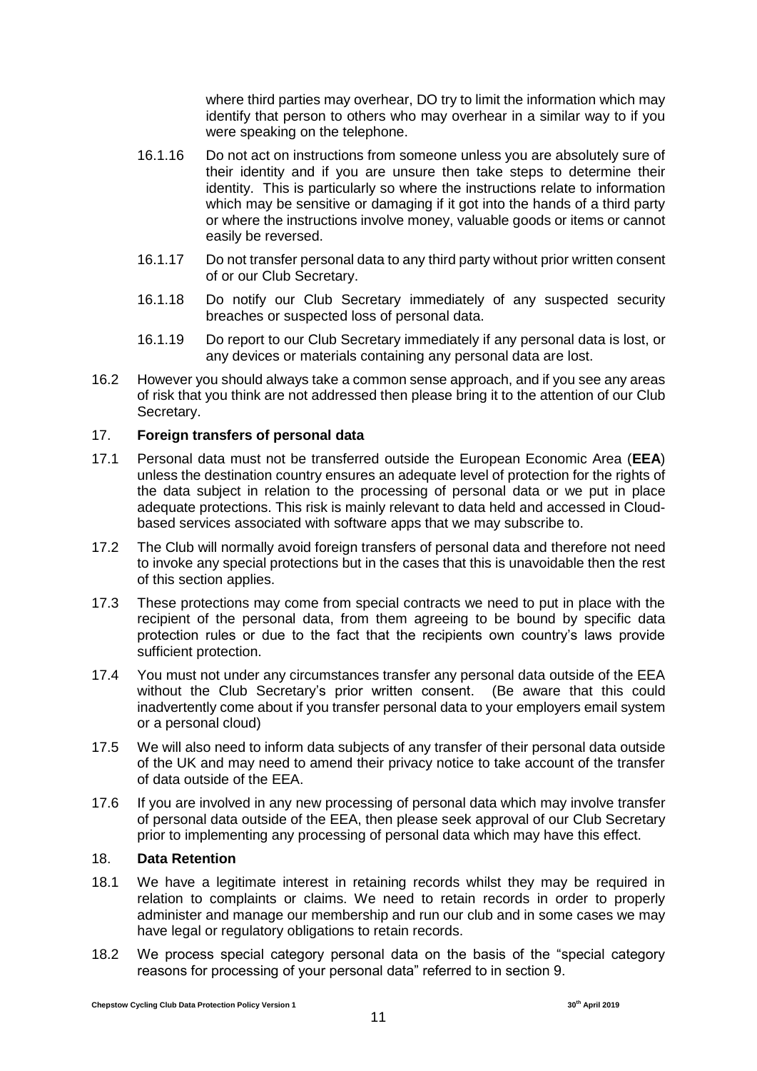where third parties may overhear, DO try to limit the information which may identify that person to others who may overhear in a similar way to if you were speaking on the telephone.

16.1.16 Do not act on instructions from someone unless you are absolutely sure of their identity and if you are unsure then take steps to determine their identity. This is particularly so where the instructions relate to information which may be sensitive or damaging if it got into the hands of a third party or where the instructions involve money, valuable goods or items or cannot easily be reversed.

16.1.17 Do not transfer personal data to any third party without prior written consent of or our Club Secretary.

16.1.18 Do notify our Club Secretary immediately of any suspected security breaches or suspected loss of personal data.

16.1.19 Do report to our Club Secretary immediately if any personal data is lost, or any devices or materials containing any personal data are lost.

16.2 However you should always take a common sense approach, and if you see any areas of risk that you think are not addressed then please bring it to the attention of our Club Secretary.

## 17. Foreign transfers of personal data

17.1 Personal data must not be transferred outside the European Economic Area (**EEA**) unless the destination country ensures an adequate level of protection for the rights of the data subject in relation to the processing of personal data or we put in place adequate protections. This risk is mainly relevant to data held and accessed in Cloud-based services associated with software apps that we may subscribe to.

17.2 The Club will normally avoid foreign transfers of personal data and therefore not need to invoke any special protections but in the cases that this is unavoidable then the rest of this section applies.

17.3 These protections may come from special contracts we need to put in place with the recipient of the personal data, from them agreeing to be bound by specific data protection rules or due to the fact that the recipients own country's laws provide sufficient protection.

17.4 You must not under any circumstances transfer any personal data outside of the EEA without the Club Secretary's prior written consent. (Be aware that this could inadvertently come about if you transfer personal data to your employers email system or a personal cloud)

17.5 We will also need to inform data subjects of any transfer of their personal data outside of the UK and may need to amend their privacy notice to take account of the transfer of data outside of the EEA.

17.6 If you are involved in any new processing of personal data which may involve transfer of personal data outside of the EEA, then please seek approval of our Club Secretary prior to implementing any processing of personal data which may have this effect.

## 18. Data Retention

18.1 We have a legitimate interest in retaining records whilst they may be required in relation to complaints or claims. We need to retain records in order to properly administer and manage our membership and run our club and in some cases we may have legal or regulatory obligations to retain records.

18.2 We process special category personal data on the basis of the "special category reasons for processing of your personal data" referred to in section 9.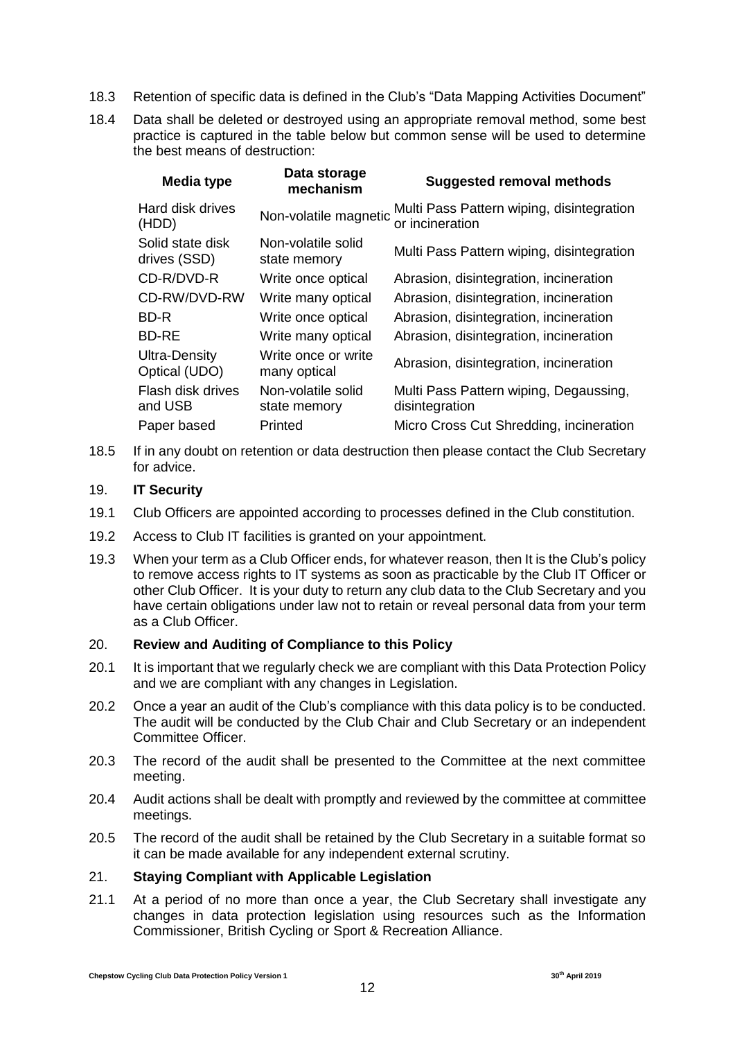18.3 Retention of specific data is defined in the Club's "Data Mapping Activities Document"

18.4 Data shall be deleted or destroyed using an appropriate removal method, some best practice is captured in the table below but common sense will be used to determine the best means of destruction:

| Media type | Data storage mechanism | Suggested removal methods |
|---|---|---|
| Hard disk drives (HDD) | Non-volatile magnetic | Multi Pass Pattern wiping, disintegration or incineration |
| Solid state disk drives (SSD) | Non-volatile solid state memory | Multi Pass Pattern wiping, disintegration |
| CD-R/DVD-R | Write once optical | Abrasion, disintegration, incineration |
| CD-RW/DVD-RW | Write many optical | Abrasion, disintegration, incineration |
| BD-R | Write once optical | Abrasion, disintegration, incineration |
| BD-RE | Write many optical | Abrasion, disintegration, incineration |
| Ultra-Density Optical (UDO) | Write once or write many optical | Abrasion, disintegration, incineration |
| Flash disk drives and USB | Non-volatile solid state memory | Multi Pass Pattern wiping, Degaussing, disintegration |
| Paper based | Printed | Micro Cross Cut Shredding, incineration |

18.5 If in any doubt on retention or data destruction then please contact the Club Secretary for advice.

## 19. **IT Security**

19.1 Club Officers are appointed according to processes defined in the Club constitution.

19.2 Access to Club IT facilities is granted on your appointment.

19.3 When your term as a Club Officer ends, for whatever reason, then It is the Club's policy to remove access rights to IT systems as soon as practicable by the Club IT Officer or other Club Officer. It is your duty to return any club data to the Club Secretary and you have certain obligations under law not to retain or reveal personal data from your term as a Club Officer.

## 20. **Review and Auditing of Compliance to this Policy**

20.1 It is important that we regularly check we are compliant with this Data Protection Policy and we are compliant with any changes in Legislation.

20.2 Once a year an audit of the Club's compliance with this data policy is to be conducted. The audit will be conducted by the Club Chair and Club Secretary or an independent Committee Officer.

20.3 The record of the audit shall be presented to the Committee at the next committee meeting.

20.4 Audit actions shall be dealt with promptly and reviewed by the committee at committee meetings.

20.5 The record of the audit shall be retained by the Club Secretary in a suitable format so it can be made available for any independent external scrutiny.

## 21. **Staying Compliant with Applicable Legislation**

21.1 At a period of no more than once a year, the Club Secretary shall investigate any changes in data protection legislation using resources such as the Information Commissioner, British Cycling or Sport & Recreation Alliance.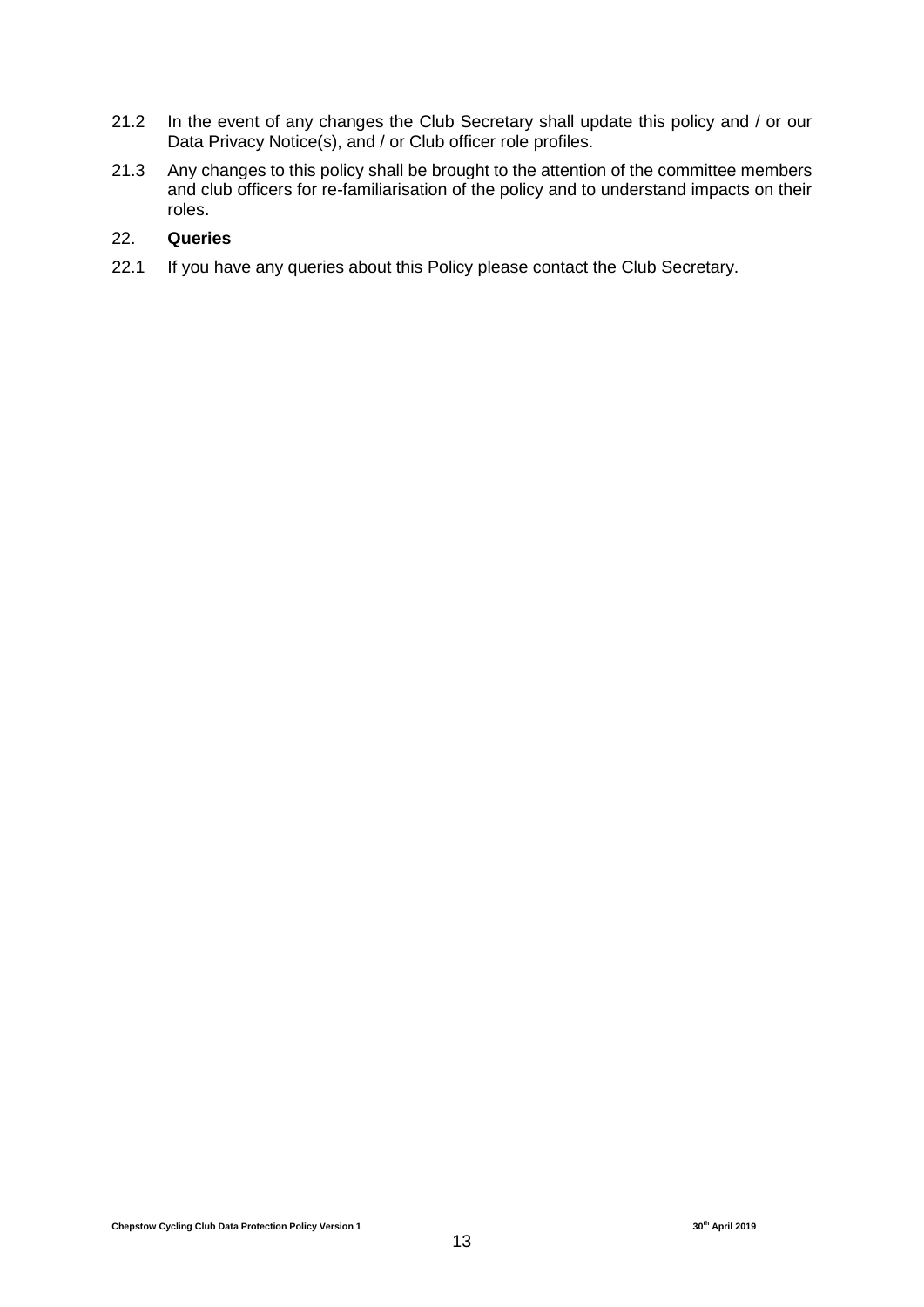21.2 In the event of any changes the Club Secretary shall update this policy and / or our Data Privacy Notice(s), and / or Club officer role profiles.

21.3 Any changes to this policy shall be brought to the attention of the committee members and club officers for re-familiarisation of the policy and to understand impacts on their roles.

## 22. **Queries**

22.1 If you have any queries about this Policy please contact the Club Secretary.